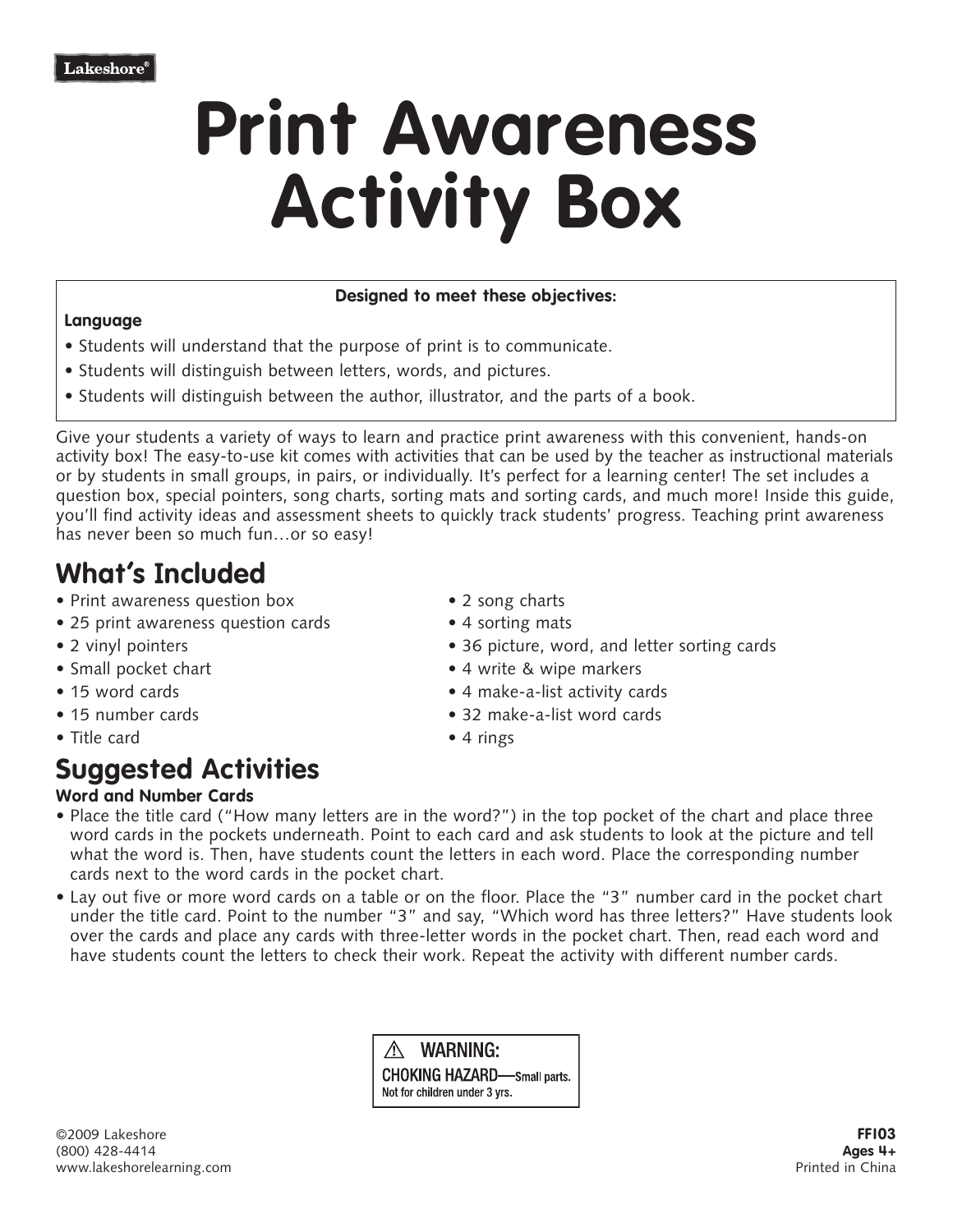Lakeshore®

# Print Awareness Activity Box

**Designed to meet these objectives:**

**Language**

- Students will understand that the purpose of print is to communicate.
- Students will distinguish between letters, words, and pictures.
- Students will distinguish between the author, illustrator, and the parts of a book.

Give your students a variety of ways to learn and practice print awareness with this convenient, hands-on activity box! The easy-to-use kit comes with activities that can be used by the teacher as instructional materials or by students in small groups, in pairs, or individually. It's perfect for a learning center! The set includes a question box, special pointers, song charts, sorting mats and sorting cards, and much more! Inside this guide, you'll find activity ideas and assessment sheets to quickly track students' progress. Teaching print awareness has never been so much fun…or so easy!

## What's Included

- Print awareness question box
- 25 print awareness question cards
- 2 vinyl pointers
- Small pocket chart
- 15 word cards
- 15 number cards
- Title card
- 2 song charts
- 4 sorting mats
- 36 picture, word, and letter sorting cards
- 4 write & wipe markers
- 4 make-a-list activity cards
- 32 make-a-list word cards
- 4 rings

## Suggested Activities

### Word and Number Cards

- Place the title card ("How many letters are in the word?") in the top pocket of the chart and place three word cards in the pockets underneath. Point to each card and ask students to look at the picture and tell what the word is. Then, have students count the letters in each word. Place the corresponding number cards next to the word cards in the pocket chart.
- Lay out five or more word cards on a table or on the floor. Place the "3" number card in the pocket chart under the title card. Point to the number "3" and say, "Which word has three letters?" Have students look over the cards and place any cards with three-letter words in the pocket chart. Then, read each word and have students count the letters to check their work. Repeat the activity with different number cards.

⚠ WARNING:
CHOKING HAZARD—Small parts.
Not for children under 3 yrs.

©2009 Lakeshore
(800) 428-4414
www.lakeshorelearning.com

**FF103**
**Ages 4+**
Printed in China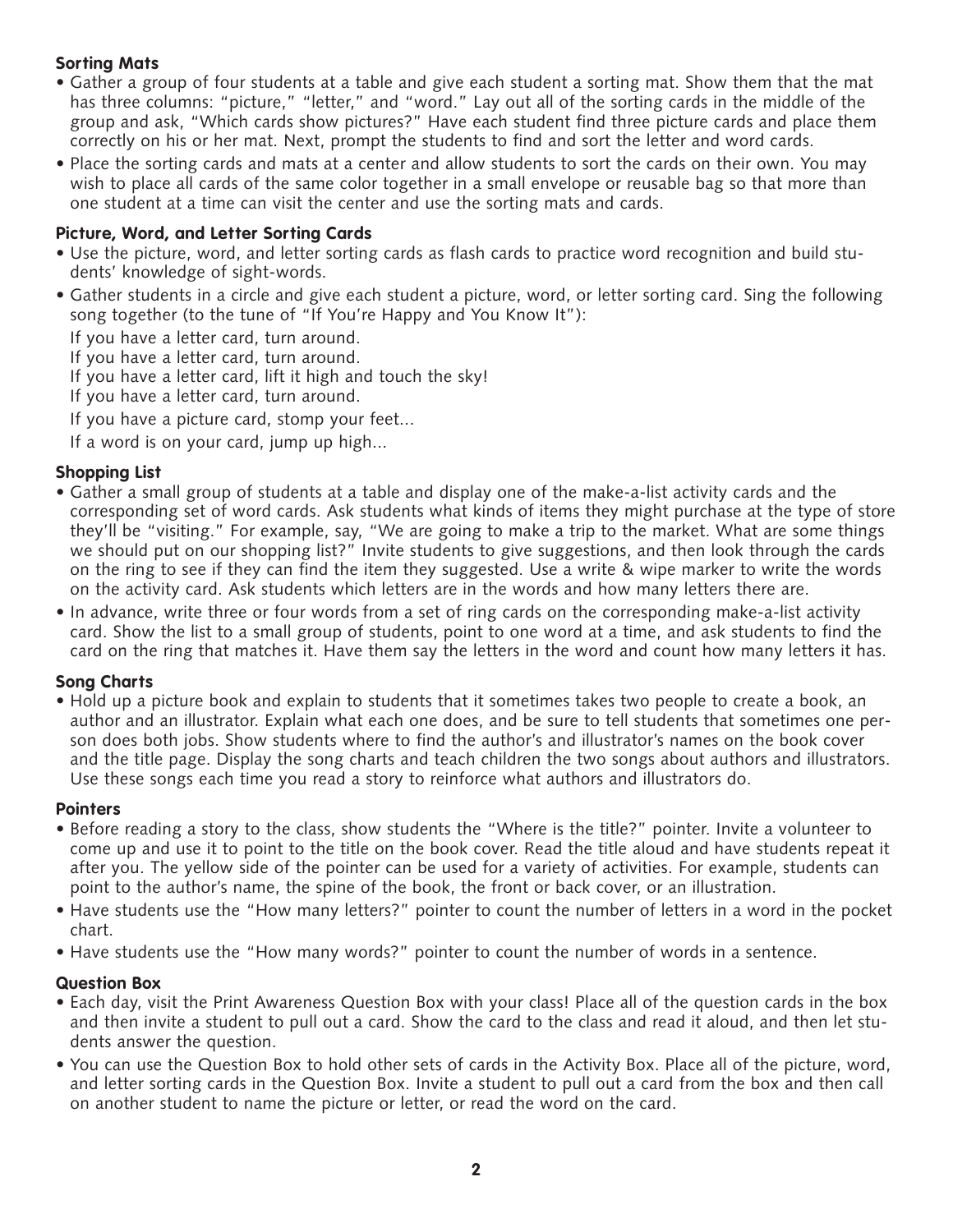### Sorting Mats

- Gather a group of four students at a table and give each student a sorting mat. Show them that the mat has three columns: "picture," "letter," and "word." Lay out all of the sorting cards in the middle of the group and ask, "Which cards show pictures?" Have each student find three picture cards and place them correctly on his or her mat. Next, prompt the students to find and sort the letter and word cards.
- Place the sorting cards and mats at a center and allow students to sort the cards on their own. You may wish to place all cards of the same color together in a small envelope or reusable bag so that more than one student at a time can visit the center and use the sorting mats and cards.

### Picture, Word, and Letter Sorting Cards

- Use the picture, word, and letter sorting cards as flash cards to practice word recognition and build students' knowledge of sight-words.
- Gather students in a circle and give each student a picture, word, or letter sorting card. Sing the following song together (to the tune of "If You're Happy and You Know It"):

  If you have a letter card, turn around.  
  If you have a letter card, turn around.  
  If you have a letter card, lift it high and touch the sky!  
  If you have a letter card, turn around.

  If you have a picture card, stomp your feet...

  If a word is on your card, jump up high...

### Shopping List

- Gather a small group of students at a table and display one of the make-a-list activity cards and the corresponding set of word cards. Ask students what kinds of items they might purchase at the type of store they'll be "visiting." For example, say, "We are going to make a trip to the market. What are some things we should put on our shopping list?" Invite students to give suggestions, and then look through the cards on the ring to see if they can find the item they suggested. Use a write & wipe marker to write the words on the activity card. Ask students which letters are in the words and how many letters there are.
- In advance, write three or four words from a set of ring cards on the corresponding make-a-list activity card. Show the list to a small group of students, point to one word at a time, and ask students to find the card on the ring that matches it. Have them say the letters in the word and count how many letters it has.

### Song Charts

- Hold up a picture book and explain to students that it sometimes takes two people to create a book, an author and an illustrator. Explain what each one does, and be sure to tell students that sometimes one person does both jobs. Show students where to find the author's and illustrator's names on the book cover and the title page. Display the song charts and teach children the two songs about authors and illustrators. Use these songs each time you read a story to reinforce what authors and illustrators do.

### Pointers

- Before reading a story to the class, show students the "Where is the title?" pointer. Invite a volunteer to come up and use it to point to the title on the book cover. Read the title aloud and have students repeat it after you. The yellow side of the pointer can be used for a variety of activities. For example, students can point to the author's name, the spine of the book, the front or back cover, or an illustration.
- Have students use the "How many letters?" pointer to count the number of letters in a word in the pocket chart.
- Have students use the "How many words?" pointer to count the number of words in a sentence.

### Question Box

- Each day, visit the Print Awareness Question Box with your class! Place all of the question cards in the box and then invite a student to pull out a card. Show the card to the class and read it aloud, and then let students answer the question.
- You can use the Question Box to hold other sets of cards in the Activity Box. Place all of the picture, word, and letter sorting cards in the Question Box. Invite a student to pull out a card from the box and then call on another student to name the picture or letter, or read the word on the card.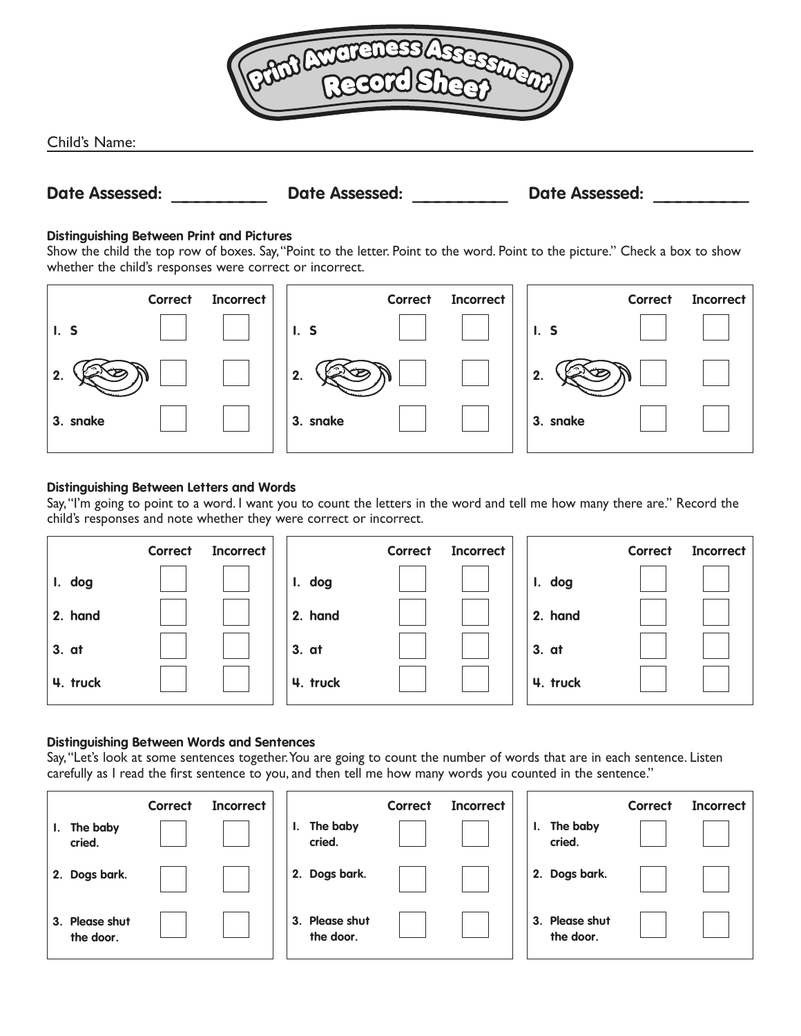# Print Awareness Assessment Record Sheet

Child's Name: ______________________________

**Date Assessed:** __________ **Date Assessed:** __________ **Date Assessed:** __________

**Distinguishing Between Print and Pictures**

Show the child the top row of boxes. Say, "Point to the letter. Point to the word. Point to the picture." Check a box to show whether the child's responses were correct or incorrect.

| | Correct | Incorrect | | Correct | Incorrect | | Correct | Incorrect |
|---|---|---|---|---|---|---|---|---|
| 1. S | ☐ | ☐ | 1. S | ☐ | ☐ | 1. S | ☐ | ☐ |
| 2. | ☐ | ☐ | 2. | ☐ | ☐ | 2. | ☐ | ☐ |
| 3. snake | ☐ | ☐ | 3. snake | ☐ | ☐ | 3. snake | ☐ | ☐ |

**Distinguishing Between Letters and Words**

Say, "I'm going to point to a word. I want you to count the letters in the word and tell me how many there are." Record the child's responses and note whether they were correct or incorrect.

| | Correct | Incorrect | | Correct | Incorrect | | Correct | Incorrect |
|---|---|---|---|---|---|---|---|---|
| 1. dog | ☐ | ☐ | 1. dog | ☐ | ☐ | 1. dog | ☐ | ☐ |
| 2. hand | ☐ | ☐ | 2. hand | ☐ | ☐ | 2. hand | ☐ | ☐ |
| 3. at | ☐ | ☐ | 3. at | ☐ | ☐ | 3. at | ☐ | ☐ |
| 4. truck | ☐ | ☐ | 4. truck | ☐ | ☐ | 4. truck | ☐ | ☐ |

**Distinguishing Between Words and Sentences**

Say, "Let's look at some sentences together. You are going to count the number of words that are in each sentence. Listen carefully as I read the first sentence to you, and then tell me how many words you counted in the sentence."

| | Correct | Incorrect | | Correct | Incorrect | | Correct | Incorrect |
|---|---|---|---|---|---|---|---|---|
| 1. The baby cried. | ☐ | ☐ | 1. The baby cried. | ☐ | ☐ | 1. The baby cried. | ☐ | ☐ |
| 2. Dogs bark. | ☐ | ☐ | 2. Dogs bark. | ☐ | ☐ | 2. Dogs bark. | ☐ | ☐ |
| 3. Please shut the door. | ☐ | ☐ | 3. Please shut the door. | ☐ | ☐ | 3. Please shut the door. | ☐ | ☐ |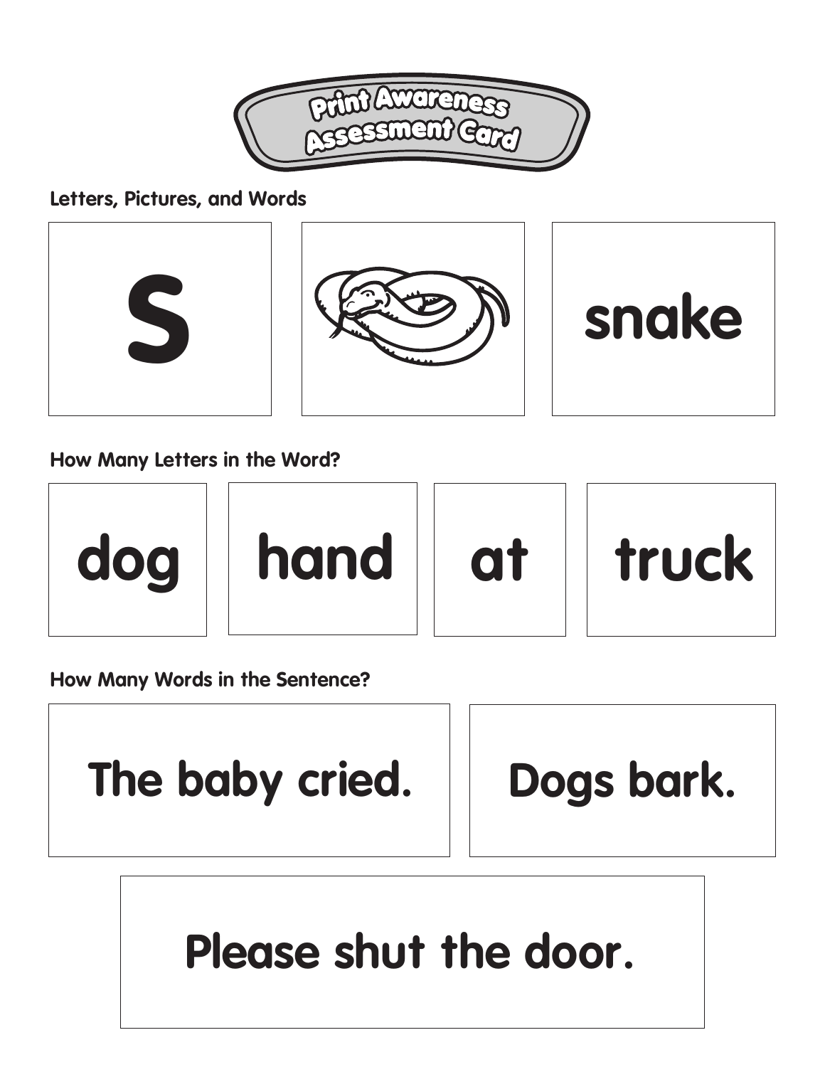# Print Awareness Assessment Card

**Letters, Pictures, and Words**

s

snake

**How Many Letters in the Word?**

dog

hand

at

truck

**How Many Words in the Sentence?**

The baby cried.

Dogs bark.

Please shut the door.